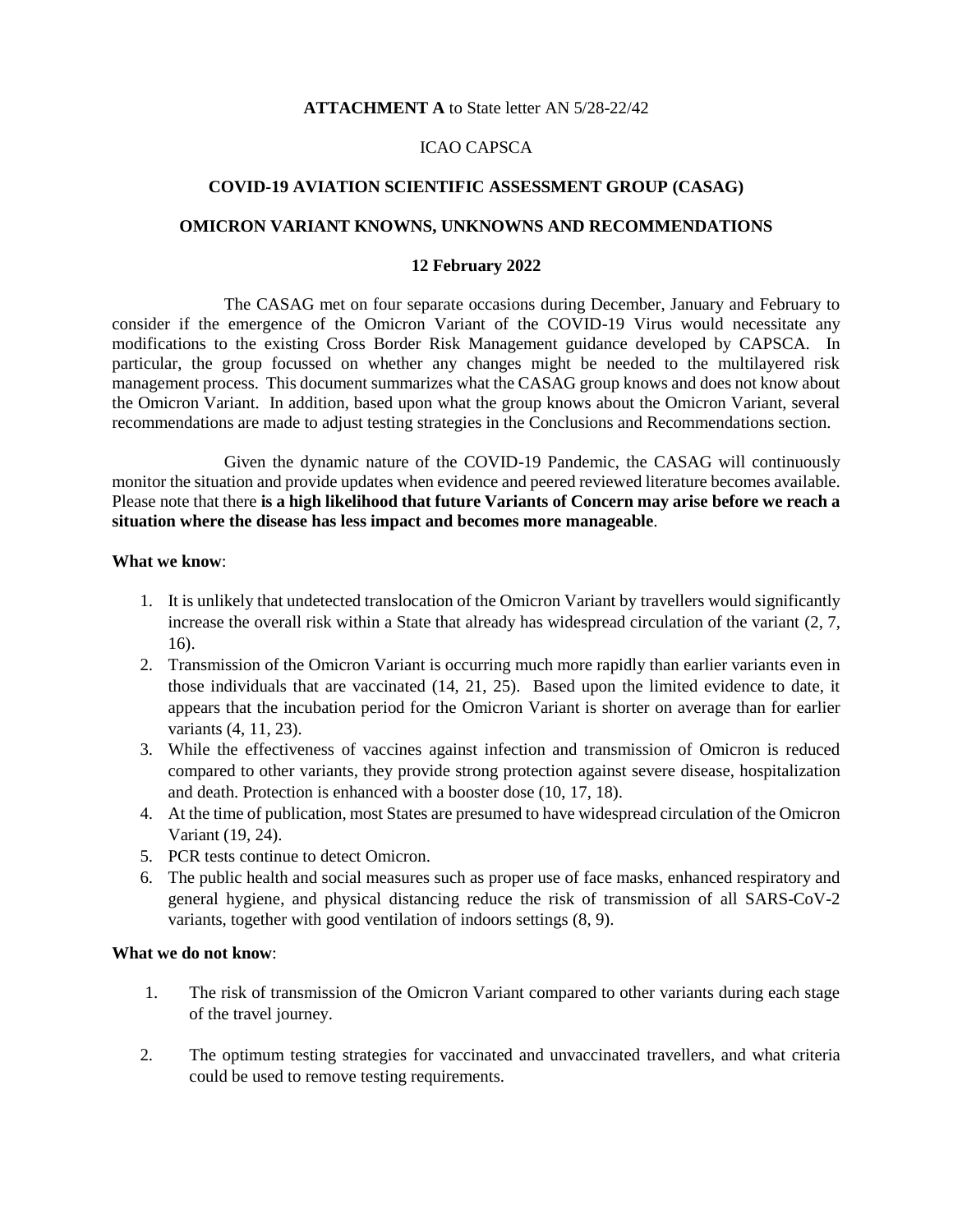**ATTACHMENT A** to State letter AN 5/28-22/42

ICAO CAPSCA

# COVID-19 AVIATION SCIENTIFIC ASSESSMENT GROUP (CASAG)

## OMICRON VARIANT KNOWNS, UNKNOWNS AND RECOMMENDATIONS

**12 February 2022**

The CASAG met on four separate occasions during December, January and February to consider if the emergence of the Omicron Variant of the COVID-19 Virus would necessitate any modifications to the existing Cross Border Risk Management guidance developed by CAPSCA. In particular, the group focussed on whether any changes might be needed to the multilayered risk management process. This document summarizes what the CASAG group knows and does not know about the Omicron Variant. In addition, based upon what the group knows about the Omicron Variant, several recommendations are made to adjust testing strategies in the Conclusions and Recommendations section.

Given the dynamic nature of the COVID-19 Pandemic, the CASAG will continuously monitor the situation and provide updates when evidence and peered reviewed literature becomes available. Please note that there **is a high likelihood that future Variants of Concern may arise before we reach a situation where the disease has less impact and becomes more manageable**.

**What we know**:

1. It is unlikely that undetected translocation of the Omicron Variant by travellers would significantly increase the overall risk within a State that already has widespread circulation of the variant (2, 7, 16).
2. Transmission of the Omicron Variant is occurring much more rapidly than earlier variants even in those individuals that are vaccinated (14, 21, 25). Based upon the limited evidence to date, it appears that the incubation period for the Omicron Variant is shorter on average than for earlier variants (4, 11, 23).
3. While the effectiveness of vaccines against infection and transmission of Omicron is reduced compared to other variants, they provide strong protection against severe disease, hospitalization and death. Protection is enhanced with a booster dose (10, 17, 18).
4. At the time of publication, most States are presumed to have widespread circulation of the Omicron Variant (19, 24).
5. PCR tests continue to detect Omicron.
6. The public health and social measures such as proper use of face masks, enhanced respiratory and general hygiene, and physical distancing reduce the risk of transmission of all SARS-CoV-2 variants, together with good ventilation of indoors settings (8, 9).

**What we do not know**:

1. The risk of transmission of the Omicron Variant compared to other variants during each stage of the travel journey.
2. The optimum testing strategies for vaccinated and unvaccinated travellers, and what criteria could be used to remove testing requirements.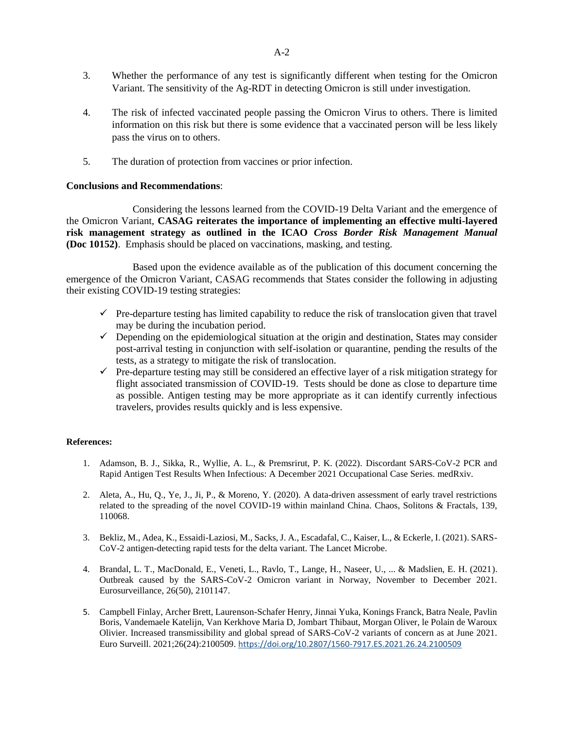3. Whether the performance of any test is significantly different when testing for the Omicron Variant. The sensitivity of the Ag-RDT in detecting Omicron is still under investigation.

4. The risk of infected vaccinated people passing the Omicron Virus to others. There is limited information on this risk but there is some evidence that a vaccinated person will be less likely pass the virus on to others.

5. The duration of protection from vaccines or prior infection.

**Conclusions and Recommendations**:

Considering the lessons learned from the COVID-19 Delta Variant and the emergence of the Omicron Variant, **CASAG reiterates the importance of implementing an effective multi-layered risk management strategy as outlined in the ICAO *Cross Border Risk Management Manual* (Doc 10152)**. Emphasis should be placed on vaccinations, masking, and testing.

Based upon the evidence available as of the publication of this document concerning the emergence of the Omicron Variant, CASAG recommends that States consider the following in adjusting their existing COVID-19 testing strategies:

- ✓ Pre-departure testing has limited capability to reduce the risk of translocation given that travel may be during the incubation period.
- ✓ Depending on the epidemiological situation at the origin and destination, States may consider post-arrival testing in conjunction with self-isolation or quarantine, pending the results of the tests, as a strategy to mitigate the risk of translocation.
- ✓ Pre-departure testing may still be considered an effective layer of a risk mitigation strategy for flight associated transmission of COVID-19. Tests should be done as close to departure time as possible. Antigen testing may be more appropriate as it can identify currently infectious travelers, provides results quickly and is less expensive.

**References:**

1. Adamson, B. J., Sikka, R., Wyllie, A. L., & Premsrirut, P. K. (2022). Discordant SARS-CoV-2 PCR and Rapid Antigen Test Results When Infectious: A December 2021 Occupational Case Series. medRxiv.

2. Aleta, A., Hu, Q., Ye, J., Ji, P., & Moreno, Y. (2020). A data-driven assessment of early travel restrictions related to the spreading of the novel COVID-19 within mainland China. Chaos, Solitons & Fractals, 139, 110068.

3. Bekliz, M., Adea, K., Essaidi-Laziosi, M., Sacks, J. A., Escadafal, C., Kaiser, L., & Eckerle, I. (2021). SARS-CoV-2 antigen-detecting rapid tests for the delta variant. The Lancet Microbe.

4. Brandal, L. T., MacDonald, E., Veneti, L., Ravlo, T., Lange, H., Naseer, U., ... & Madslien, E. H. (2021). Outbreak caused by the SARS-CoV-2 Omicron variant in Norway, November to December 2021. Eurosurveillance, 26(50), 2101147.

5. Campbell Finlay, Archer Brett, Laurenson-Schafer Henry, Jinnai Yuka, Konings Franck, Batra Neale, Pavlin Boris, Vandemaele Katelijn, Van Kerkhove Maria D, Jombart Thibaut, Morgan Oliver, le Polain de Waroux Olivier. Increased transmissibility and global spread of SARS-CoV-2 variants of concern as at June 2021. Euro Surveill. 2021;26(24):2100509. https://doi.org/10.2807/1560-7917.ES.2021.26.24.2100509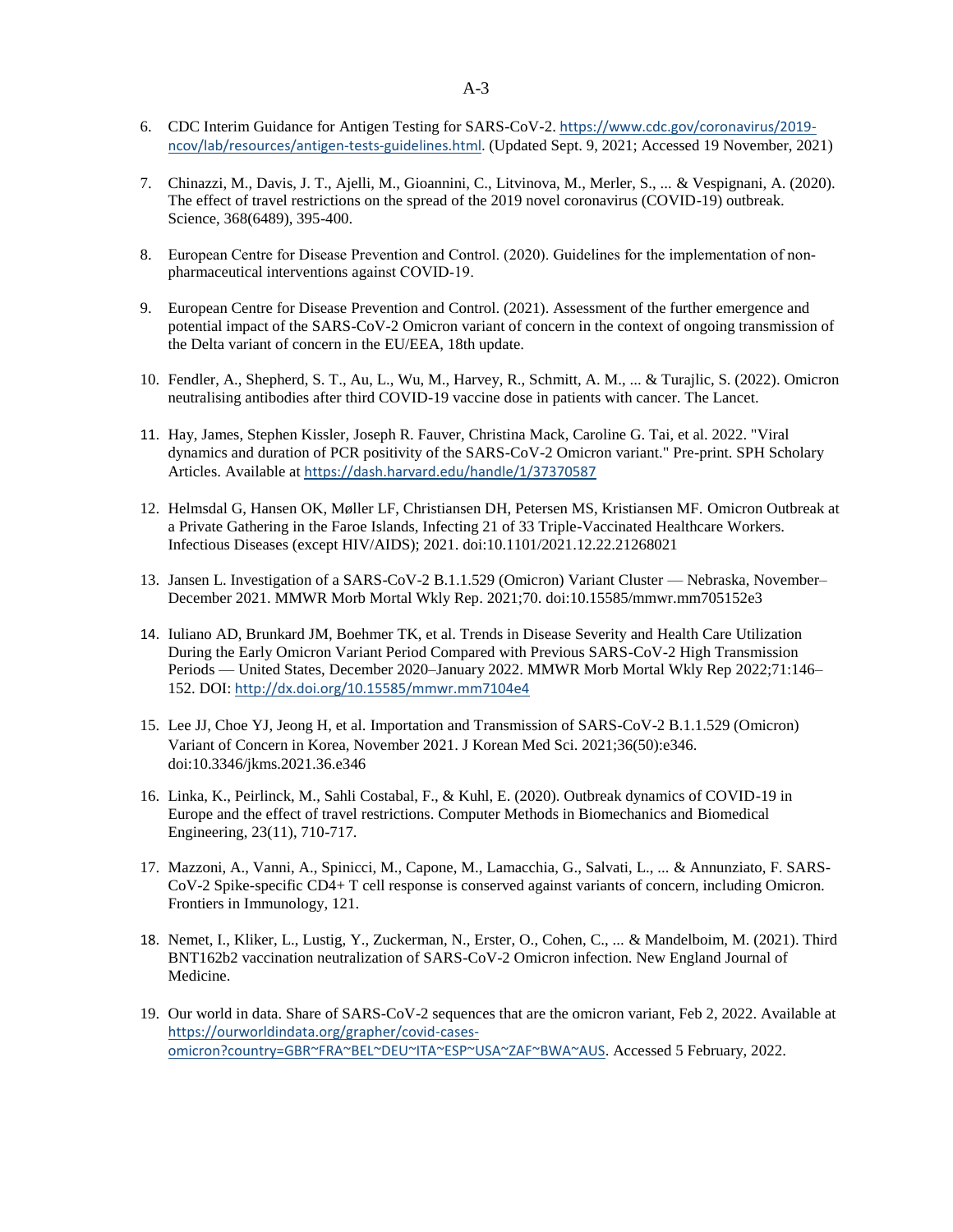6. CDC Interim Guidance for Antigen Testing for SARS-CoV-2. https://www.cdc.gov/coronavirus/2019-ncov/lab/resources/antigen-tests-guidelines.html. (Updated Sept. 9, 2021; Accessed 19 November, 2021)

7. Chinazzi, M., Davis, J. T., Ajelli, M., Gioannini, C., Litvinova, M., Merler, S., ... & Vespignani, A. (2020). The effect of travel restrictions on the spread of the 2019 novel coronavirus (COVID-19) outbreak. Science, 368(6489), 395-400.

8. European Centre for Disease Prevention and Control. (2020). Guidelines for the implementation of non-pharmaceutical interventions against COVID-19.

9. European Centre for Disease Prevention and Control. (2021). Assessment of the further emergence and potential impact of the SARS-CoV-2 Omicron variant of concern in the context of ongoing transmission of the Delta variant of concern in the EU/EEA, 18th update.

10. Fendler, A., Shepherd, S. T., Au, L., Wu, M., Harvey, R., Schmitt, A. M., ... & Turajlic, S. (2022). Omicron neutralising antibodies after third COVID-19 vaccine dose in patients with cancer. The Lancet.

11. Hay, James, Stephen Kissler, Joseph R. Fauver, Christina Mack, Caroline G. Tai, et al. 2022. "Viral dynamics and duration of PCR positivity of the SARS-CoV-2 Omicron variant." Pre-print. SPH Scholary Articles. Available at https://dash.harvard.edu/handle/1/37370587

12. Helmsdal G, Hansen OK, Møller LF, Christiansen DH, Petersen MS, Kristiansen MF. Omicron Outbreak at a Private Gathering in the Faroe Islands, Infecting 21 of 33 Triple-Vaccinated Healthcare Workers. Infectious Diseases (except HIV/AIDS); 2021. doi:10.1101/2021.12.22.21268021

13. Jansen L. Investigation of a SARS-CoV-2 B.1.1.529 (Omicron) Variant Cluster — Nebraska, November–December 2021. MMWR Morb Mortal Wkly Rep. 2021;70. doi:10.15585/mmwr.mm705152e3

14. Iuliano AD, Brunkard JM, Boehmer TK, et al. Trends in Disease Severity and Health Care Utilization During the Early Omicron Variant Period Compared with Previous SARS-CoV-2 High Transmission Periods — United States, December 2020–January 2022. MMWR Morb Mortal Wkly Rep 2022;71:146–152. DOI: http://dx.doi.org/10.15585/mmwr.mm7104e4

15. Lee JJ, Choe YJ, Jeong H, et al. Importation and Transmission of SARS-CoV-2 B.1.1.529 (Omicron) Variant of Concern in Korea, November 2021. J Korean Med Sci. 2021;36(50):e346. doi:10.3346/jkms.2021.36.e346

16. Linka, K., Peirlinck, M., Sahli Costabal, F., & Kuhl, E. (2020). Outbreak dynamics of COVID-19 in Europe and the effect of travel restrictions. Computer Methods in Biomechanics and Biomedical Engineering, 23(11), 710-717.

17. Mazzoni, A., Vanni, A., Spinicci, M., Capone, M., Lamacchia, G., Salvati, L., ... & Annunziato, F. SARS-CoV-2 Spike-specific CD4+ T cell response is conserved against variants of concern, including Omicron. Frontiers in Immunology, 121.

18. Nemet, I., Kliker, L., Lustig, Y., Zuckerman, N., Erster, O., Cohen, C., ... & Mandelboim, M. (2021). Third BNT162b2 vaccination neutralization of SARS-CoV-2 Omicron infection. New England Journal of Medicine.

19. Our world in data. Share of SARS-CoV-2 sequences that are the omicron variant, Feb 2, 2022. Available at https://ourworldindata.org/grapher/covid-cases-omicron?country=GBR~FRA~BEL~DEU~ITA~ESP~USA~ZAF~BWA~AUS. Accessed 5 February, 2022.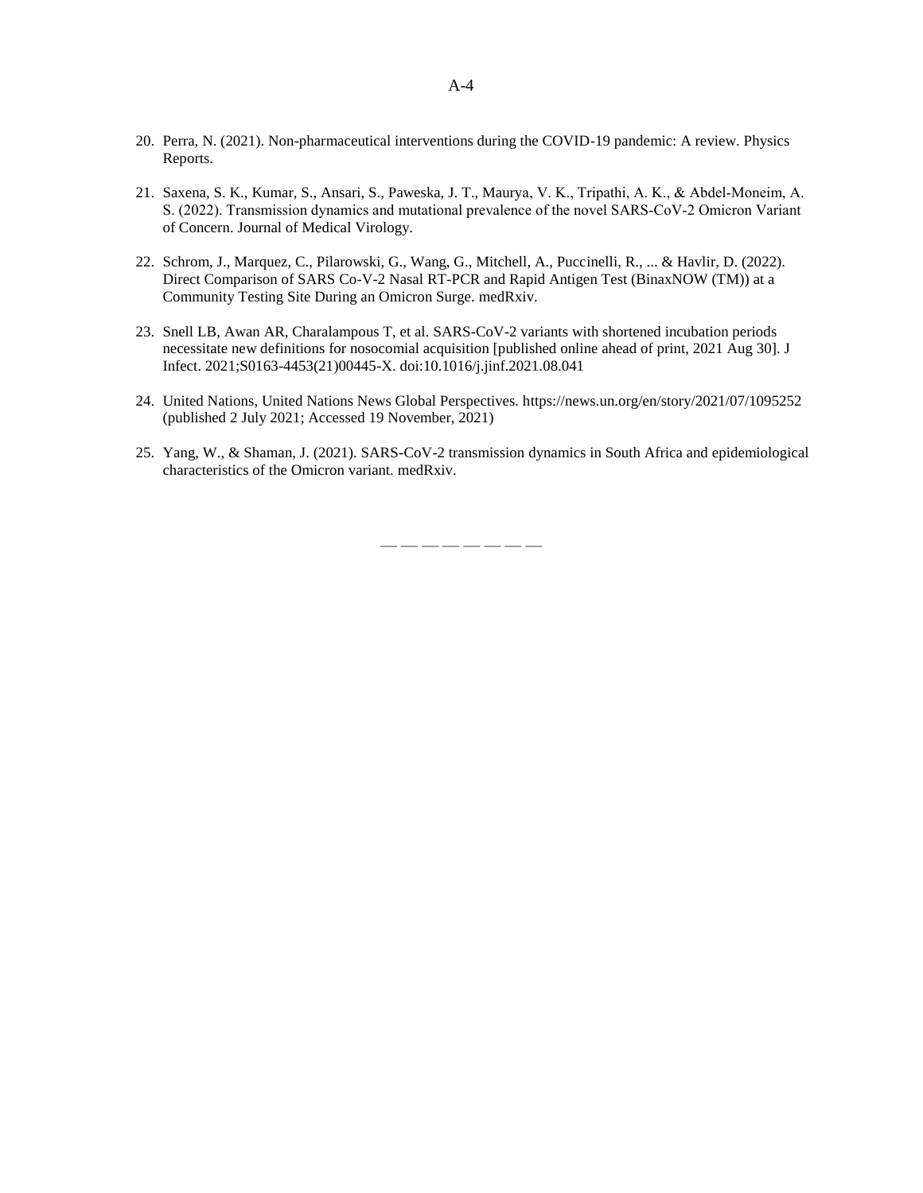20. Perra, N. (2021). Non-pharmaceutical interventions during the COVID-19 pandemic: A review. Physics Reports.

21. Saxena, S. K., Kumar, S., Ansari, S., Paweska, J. T., Maurya, V. K., Tripathi, A. K., & Abdel-Moneim, A. S. (2022). Transmission dynamics and mutational prevalence of the novel SARS-CoV-2 Omicron Variant of Concern. Journal of Medical Virology.

22. Schrom, J., Marquez, C., Pilarowski, G., Wang, G., Mitchell, A., Puccinelli, R., ... & Havlir, D. (2022). Direct Comparison of SARS Co-V-2 Nasal RT-PCR and Rapid Antigen Test (BinaxNOW (TM)) at a Community Testing Site During an Omicron Surge. medRxiv.

23. Snell LB, Awan AR, Charalampous T, et al. SARS-CoV-2 variants with shortened incubation periods necessitate new definitions for nosocomial acquisition [published online ahead of print, 2021 Aug 30]. J Infect. 2021;S0163-4453(21)00445-X. doi:10.1016/j.jinf.2021.08.041

24. United Nations, United Nations News Global Perspectives. https://news.un.org/en/story/2021/07/1095252 (published 2 July 2021; Accessed 19 November, 2021)

25. Yang, W., & Shaman, J. (2021). SARS-CoV-2 transmission dynamics in South Africa and epidemiological characteristics of the Omicron variant. medRxiv.

— — — — — — — —